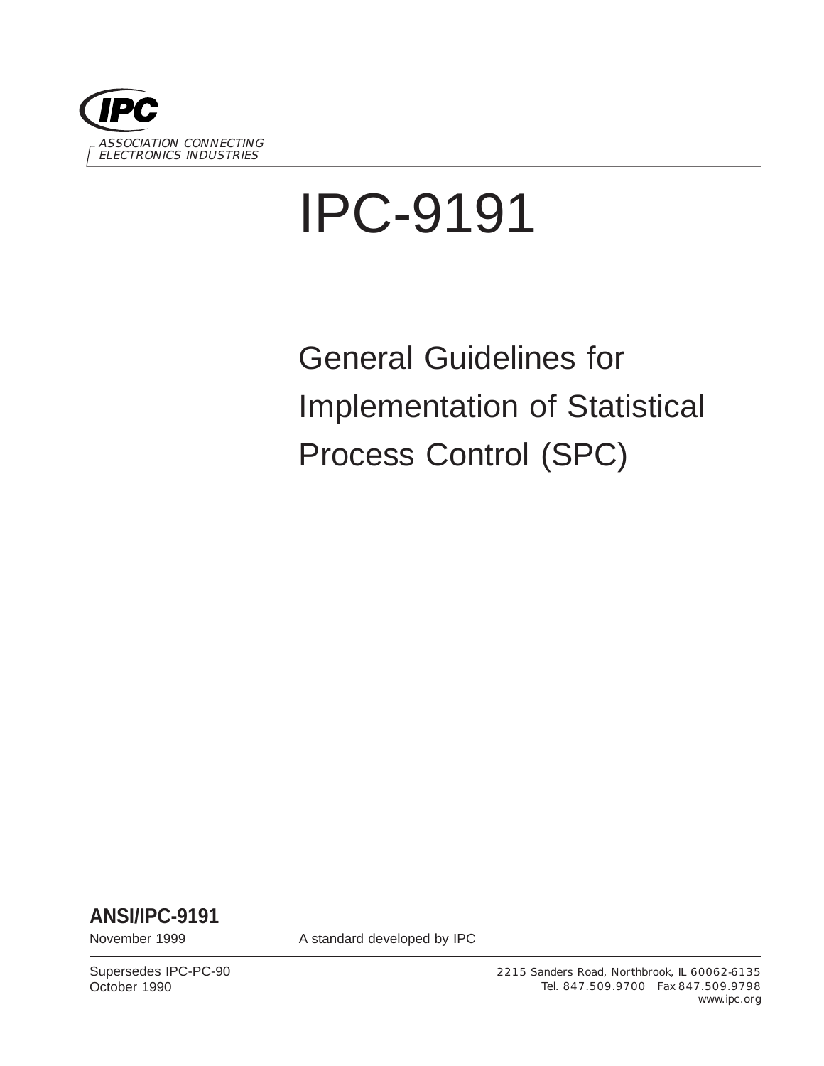IPC

ASSOCIATION CONNECTING ELECTRONICS INDUSTRIES

# IPC-9191

## General Guidelines for Implementation of Statistical Process Control (SPC)

**ANSI/IPC-9191**

November 1999

A standard developed by IPC

Supersedes IPC-PC-90
October 1990

2215 Sanders Road, Northbrook, IL 60062-6135
Tel. 847.509.9700 Fax 847.509.9798
www.ipc.org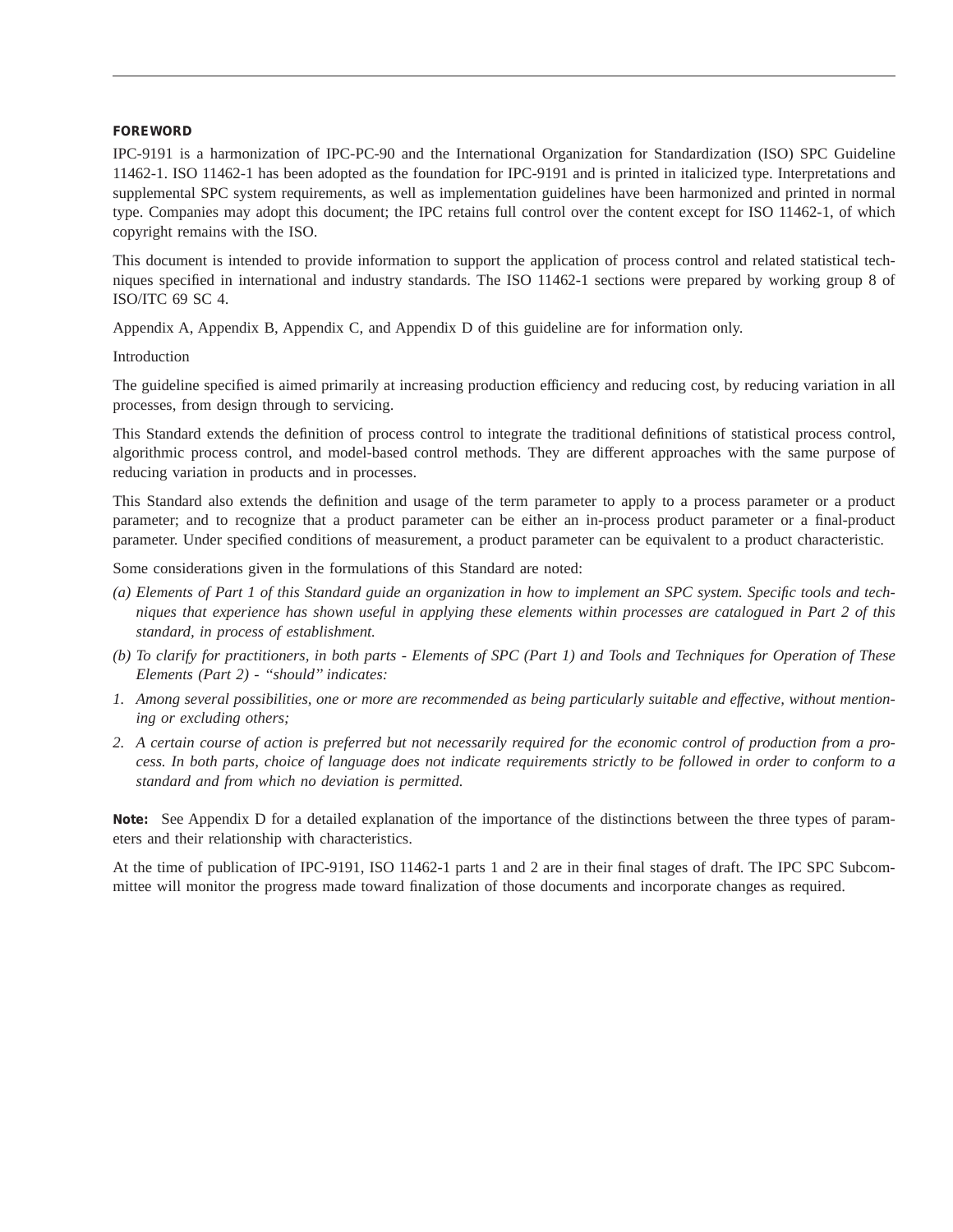## FOREWORD

IPC-9191 is a harmonization of IPC-PC-90 and the International Organization for Standardization (ISO) SPC Guideline 11462-1. ISO 11462-1 has been adopted as the foundation for IPC-9191 and is printed in italicized type. Interpretations and supplemental SPC system requirements, as well as implementation guidelines have been harmonized and printed in normal type. Companies may adopt this document; the IPC retains full control over the content except for ISO 11462-1, of which copyright remains with the ISO.

This document is intended to provide information to support the application of process control and related statistical techniques specified in international and industry standards. The ISO 11462-1 sections were prepared by working group 8 of ISO/ITC 69 SC 4.

Appendix A, Appendix B, Appendix C, and Appendix D of this guideline are for information only.

Introduction

The guideline specified is aimed primarily at increasing production efficiency and reducing cost, by reducing variation in all processes, from design through to servicing.

This Standard extends the definition of process control to integrate the traditional definitions of statistical process control, algorithmic process control, and model-based control methods. They are different approaches with the same purpose of reducing variation in products and in processes.

This Standard also extends the definition and usage of the term parameter to apply to a process parameter or a product parameter; and to recognize that a product parameter can be either an in-process product parameter or a final-product parameter. Under specified conditions of measurement, a product parameter can be equivalent to a product characteristic.

Some considerations given in the formulations of this Standard are noted:

*(a) Elements of Part 1 of this Standard guide an organization in how to implement an SPC system. Specific tools and techniques that experience has shown useful in applying these elements within processes are catalogued in Part 2 of this standard, in process of establishment.*

*(b) To clarify for practitioners, in both parts - Elements of SPC (Part 1) and Tools and Techniques for Operation of These Elements (Part 2) - "should" indicates:*

1. *Among several possibilities, one or more are recommended as being particularly suitable and effective, without mentioning or excluding others;*
2. *A certain course of action is preferred but not necessarily required for the economic control of production from a process. In both parts, choice of language does not indicate requirements strictly to be followed in order to conform to a standard and from which no deviation is permitted.*

**Note:** See Appendix D for a detailed explanation of the importance of the distinctions between the three types of parameters and their relationship with characteristics.

At the time of publication of IPC-9191, ISO 11462-1 parts 1 and 2 are in their final stages of draft. The IPC SPC Subcommittee will monitor the progress made toward finalization of those documents and incorporate changes as required.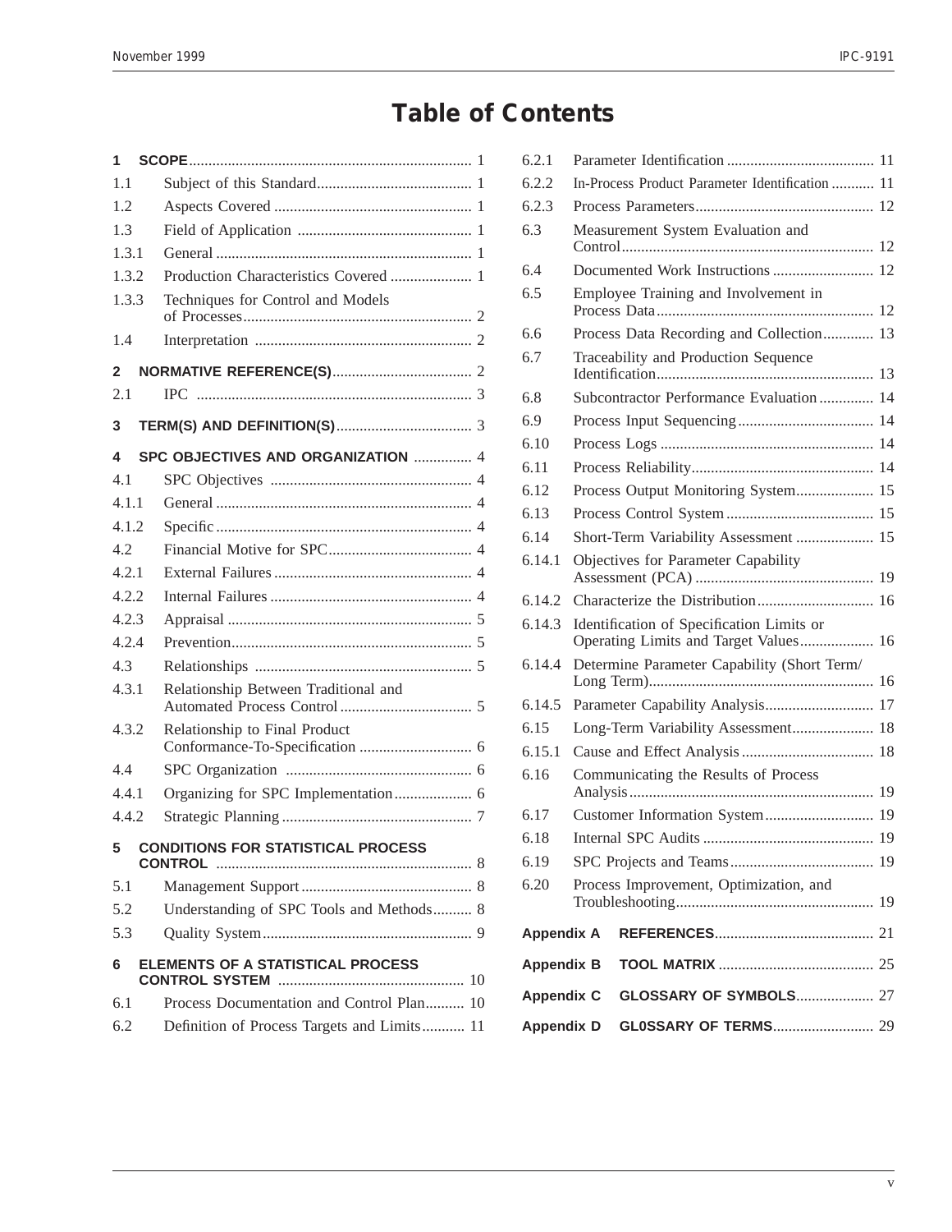# Table of Contents

| | | |
|---|---|---|
| **1** | **SCOPE** | 1 |
| 1.1 | Subject of this Standard | 1 |
| 1.2 | Aspects Covered | 1 |
| 1.3 | Field of Application | 1 |
| 1.3.1 | General | 1 |
| 1.3.2 | Production Characteristics Covered | 1 |
| 1.3.3 | Techniques for Control and Models of Processes | 2 |
| 1.4 | Interpretation | 2 |
| **2** | **NORMATIVE REFERENCE(S)** | 2 |
| 2.1 | IPC | 3 |
| **3** | **TERM(S) AND DEFINITION(S)** | 3 |
| **4** | **SPC OBJECTIVES AND ORGANIZATION** | 4 |
| 4.1 | SPC Objectives | 4 |
| 4.1.1 | General | 4 |
| 4.1.2 | Specific | 4 |
| 4.2 | Financial Motive for SPC | 4 |
| 4.2.1 | External Failures | 4 |
| 4.2.2 | Internal Failures | 4 |
| 4.2.3 | Appraisal | 5 |
| 4.2.4 | Prevention | 5 |
| 4.3 | Relationships | 5 |
| 4.3.1 | Relationship Between Traditional and Automated Process Control | 5 |
| 4.3.2 | Relationship to Final Product Conformance-To-Specification | 6 |
| 4.4 | SPC Organization | 6 |
| 4.4.1 | Organizing for SPC Implementation | 6 |
| 4.4.2 | Strategic Planning | 7 |
| **5** | **CONDITIONS FOR STATISTICAL PROCESS CONTROL** | 8 |
| 5.1 | Management Support | 8 |
| 5.2 | Understanding of SPC Tools and Methods | 8 |
| 5.3 | Quality System | 9 |
| **6** | **ELEMENTS OF A STATISTICAL PROCESS CONTROL SYSTEM** | 10 |
| 6.1 | Process Documentation and Control Plan | 10 |
| 6.2 | Definition of Process Targets and Limits | 11 |
| 6.2.1 | Parameter Identification | 11 |
| 6.2.2 | In-Process Product Parameter Identification | 11 |
| 6.2.3 | Process Parameters | 12 |
| 6.3 | Measurement System Evaluation and Control | 12 |
| 6.4 | Documented Work Instructions | 12 |
| 6.5 | Employee Training and Involvement in Process Data | 12 |
| 6.6 | Process Data Recording and Collection | 13 |
| 6.7 | Traceability and Production Sequence Identification | 13 |
| 6.8 | Subcontractor Performance Evaluation | 14 |
| 6.9 | Process Input Sequencing | 14 |
| 6.10 | Process Logs | 14 |
| 6.11 | Process Reliability | 14 |
| 6.12 | Process Output Monitoring System | 15 |
| 6.13 | Process Control System | 15 |
| 6.14 | Short-Term Variability Assessment | 15 |
| 6.14.1 | Objectives for Parameter Capability Assessment (PCA) | 19 |
| 6.14.2 | Characterize the Distribution | 16 |
| 6.14.3 | Identification of Specification Limits or Operating Limits and Target Values | 16 |
| 6.14.4 | Determine Parameter Capability (Short Term/ Long Term) | 16 |
| 6.14.5 | Parameter Capability Analysis | 17 |
| 6.15 | Long-Term Variability Assessment | 18 |
| 6.15.1 | Cause and Effect Analysis | 18 |
| 6.16 | Communicating the Results of Process Analysis | 19 |
| 6.17 | Customer Information System | 19 |
| 6.18 | Internal SPC Audits | 19 |
| 6.19 | SPC Projects and Teams | 19 |
| 6.20 | Process Improvement, Optimization, and Troubleshooting | 19 |
| **Appendix A** | **REFERENCES** | 21 |
| **Appendix B** | **TOOL MATRIX** | 25 |
| **Appendix C** | **GLOSSARY OF SYMBOLS** | 27 |
| **Appendix D** | **GL0SSARY OF TERMS** | 29 |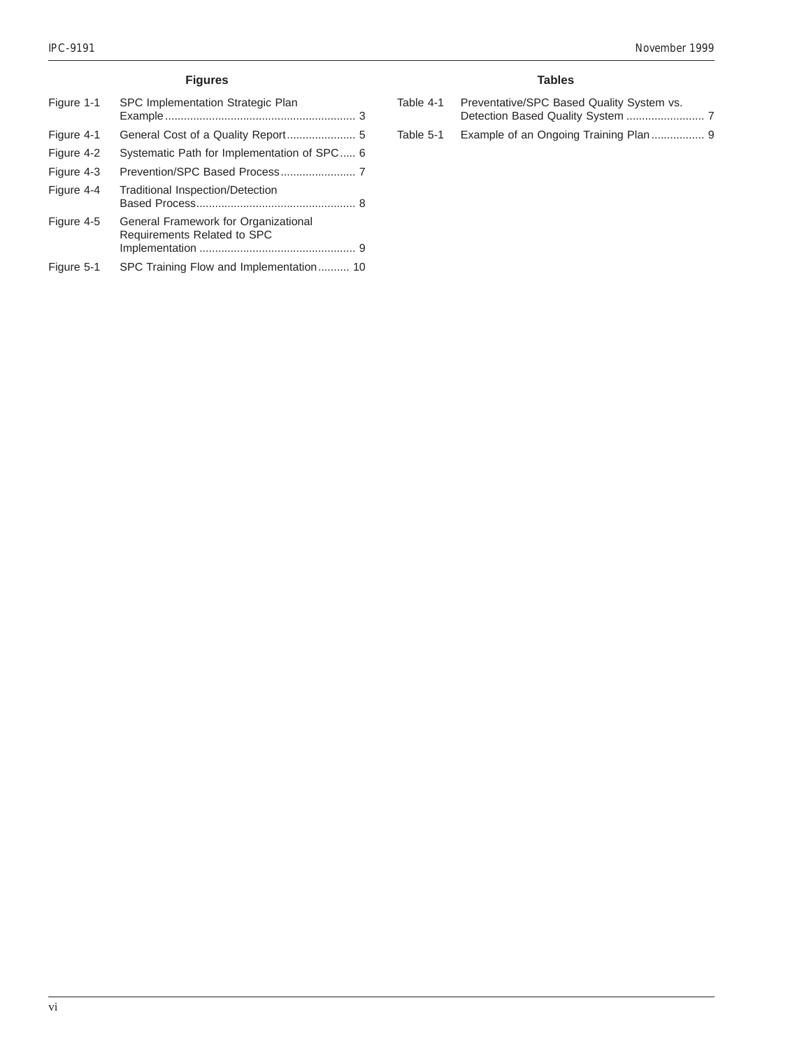## Figures

Figure 1-1 SPC Implementation Strategic Plan Example ............................................................ 3

Figure 4-1 General Cost of a Quality Report...................... 5

Figure 4-2 Systematic Path for Implementation of SPC..... 6

Figure 4-3 Prevention/SPC Based Process........................ 7

Figure 4-4 Traditional Inspection/Detection Based Process.................................................. 8

Figure 4-5 General Framework for Organizational Requirements Related to SPC Implementation ................................................. 9

Figure 5-1 SPC Training Flow and Implementation.......... 10

## Tables

Table 4-1 Preventative/SPC Based Quality System vs. Detection Based Quality System ......................... 7

Table 5-1 Example of an Ongoing Training Plan................. 9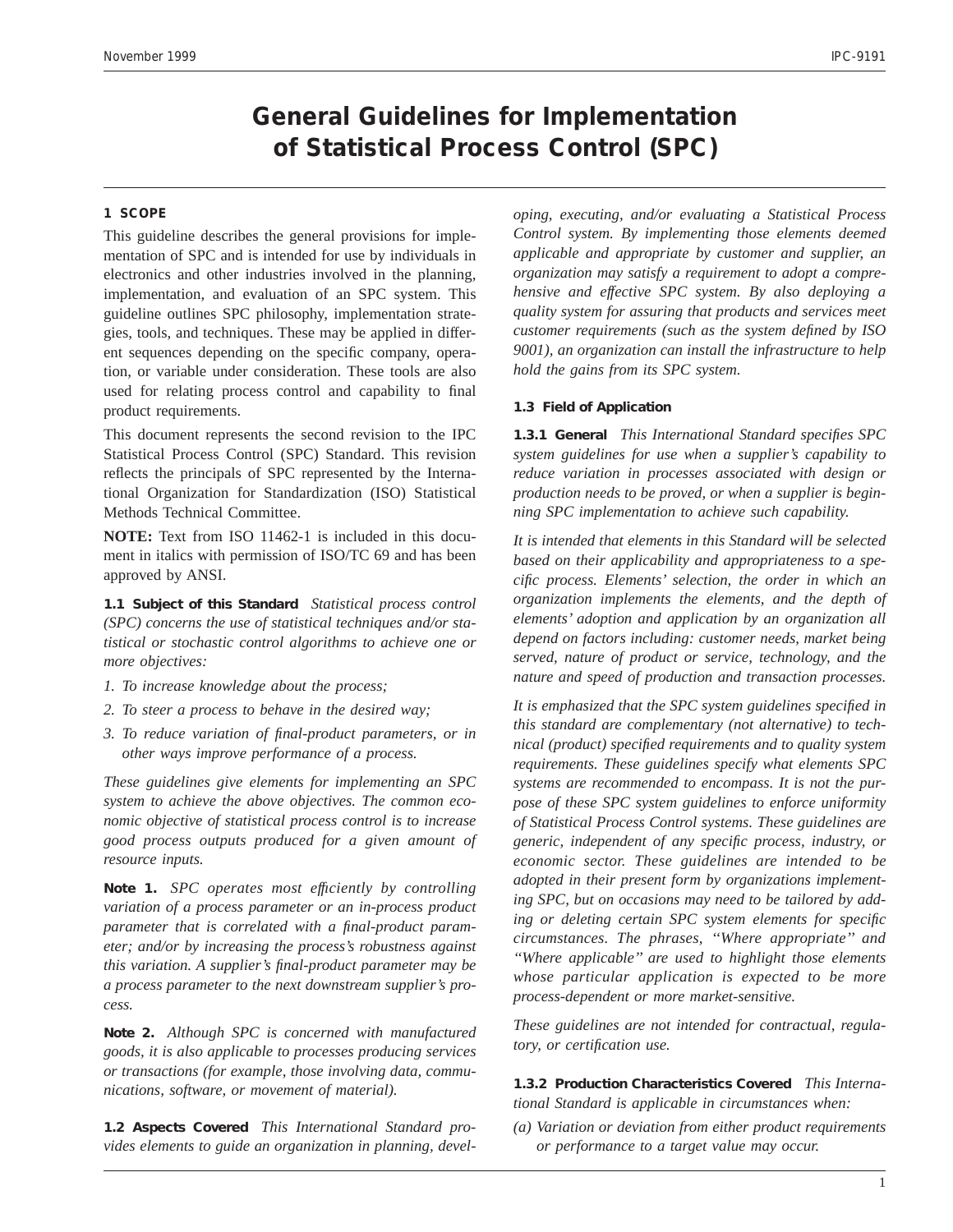# General Guidelines for Implementation of Statistical Process Control (SPC)

## 1 SCOPE

This guideline describes the general provisions for implementation of SPC and is intended for use by individuals in electronics and other industries involved in the planning, implementation, and evaluation of an SPC system. This guideline outlines SPC philosophy, implementation strategies, tools, and techniques. These may be applied in different sequences depending on the specific company, operation, or variable under consideration. These tools are also used for relating process control and capability to final product requirements.

This document represents the second revision to the IPC Statistical Process Control (SPC) Standard. This revision reflects the principals of SPC represented by the International Organization for Standardization (ISO) Statistical Methods Technical Committee.

**NOTE:** Text from ISO 11462-1 is included in this document in italics with permission of ISO/TC 69 and has been approved by ANSI.

**1.1 Subject of this Standard** *Statistical process control (SPC) concerns the use of statistical techniques and/or statistical or stochastic control algorithms to achieve one or more objectives:*

1. *To increase knowledge about the process;*
2. *To steer a process to behave in the desired way;*
3. *To reduce variation of final-product parameters, or in other ways improve performance of a process.*

*These guidelines give elements for implementing an SPC system to achieve the above objectives. The common economic objective of statistical process control is to increase good process outputs produced for a given amount of resource inputs.*

**Note 1.** *SPC operates most efficiently by controlling variation of a process parameter or an in-process product parameter that is correlated with a final-product parameter; and/or by increasing the process's robustness against this variation. A supplier's final-product parameter may be a process parameter to the next downstream supplier's process.*

**Note 2.** *Although SPC is concerned with manufactured goods, it is also applicable to processes producing services or transactions (for example, those involving data, communications, software, or movement of material).*

**1.2 Aspects Covered** *This International Standard provides elements to guide an organization in planning, developing, executing, and/or evaluating a Statistical Process Control system. By implementing those elements deemed applicable and appropriate by customer and supplier, an organization may satisfy a requirement to adopt a comprehensive and effective SPC system. By also deploying a quality system for assuring that products and services meet customer requirements (such as the system defined by ISO 9001), an organization can install the infrastructure to help hold the gains from its SPC system.*

### 1.3 Field of Application

**1.3.1 General** *This International Standard specifies SPC system guidelines for use when a supplier's capability to reduce variation in processes associated with design or production needs to be proved, or when a supplier is beginning SPC implementation to achieve such capability.*

*It is intended that elements in this Standard will be selected based on their applicability and appropriateness to a specific process. Elements' selection, the order in which an organization implements the elements, and the depth of elements' adoption and application by an organization all depend on factors including: customer needs, market being served, nature of product or service, technology, and the nature and speed of production and transaction processes.*

*It is emphasized that the SPC system guidelines specified in this standard are complementary (not alternative) to technical (product) specified requirements and to quality system requirements. These guidelines specify what elements SPC systems are recommended to encompass. It is not the purpose of these SPC system guidelines to enforce uniformity of Statistical Process Control systems. These guidelines are generic, independent of any specific process, industry, or economic sector. These guidelines are intended to be adopted in their present form by organizations implementing SPC, but on occasions may need to be tailored by adding or deleting certain SPC system elements for specific circumstances. The phrases, "Where appropriate" and "Where applicable" are used to highlight those elements whose particular application is expected to be more process-dependent or more market-sensitive.*

*These guidelines are not intended for contractual, regulatory, or certification use.*

**1.3.2 Production Characteristics Covered** *This International Standard is applicable in circumstances when:*

(a) *Variation or deviation from either product requirements or performance to a target value may occur.*